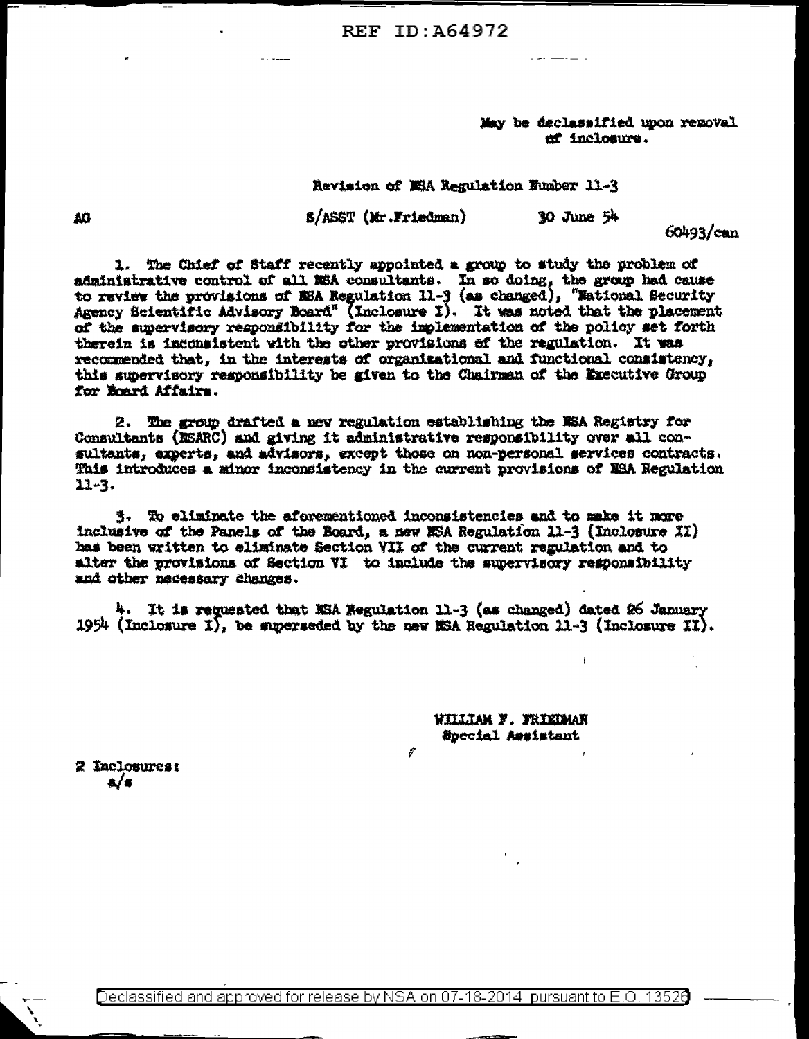REF ID:A64972

May be declassified upon removal of inclosure.

Revision of NSA Regulation Number 11-3

AG S/ASST (Mr. Friedman) 30 June 54

60493/can

1. The Chief of Staff recently appointed a group to study the problem of administrative control of all NSA consultants. In so doing, the group had cause to review the provisions of NSA Regulation 11-3 (as changed), "National Security Agency Scientific Advisory Board" (Inclosure I). It was noted that the placement of the supervisory responsibility for the implementation of the policy set forth therein is inconsistent with the other provisions of the regulation. It was recommended that, in the interests of organizational and functional consistency, this supervisory responsibility be given to the Chairman of the Executive Group for Board Affairs.

2. The group drafted a new regulation establishing the NSA Registry for Consultants (NSARC) and giving it administrative responsibility over all consultants, experts, and advisors, except those on non-personal services contracts. This introduces a minor inconsistency in the current provisions of NSA Regulation 11-3.

3. To eliminate the aforementioned inconsistencies and to make it more inclusive of the Panels of the Board, a new NSA Regulation 11-3 (Inclosure II) has been written to eliminate Section VII of the current regulation and to alter the provisions of Section VI to include the supervisory responsibility and other necessary changes.

4. It is requested that NSA Regulation 11-3 (as changed) dated 26 January 1954 (Inclosure I), be superseded by the new NSA Regulation 11-3 (Inclosure II).

WILLIAM F. FRIEDMAN
Special Assistant

2 Inclosures:
a/s

Declassified and approved for release by NSA on 07-18-2014 pursuant to E.O. 13526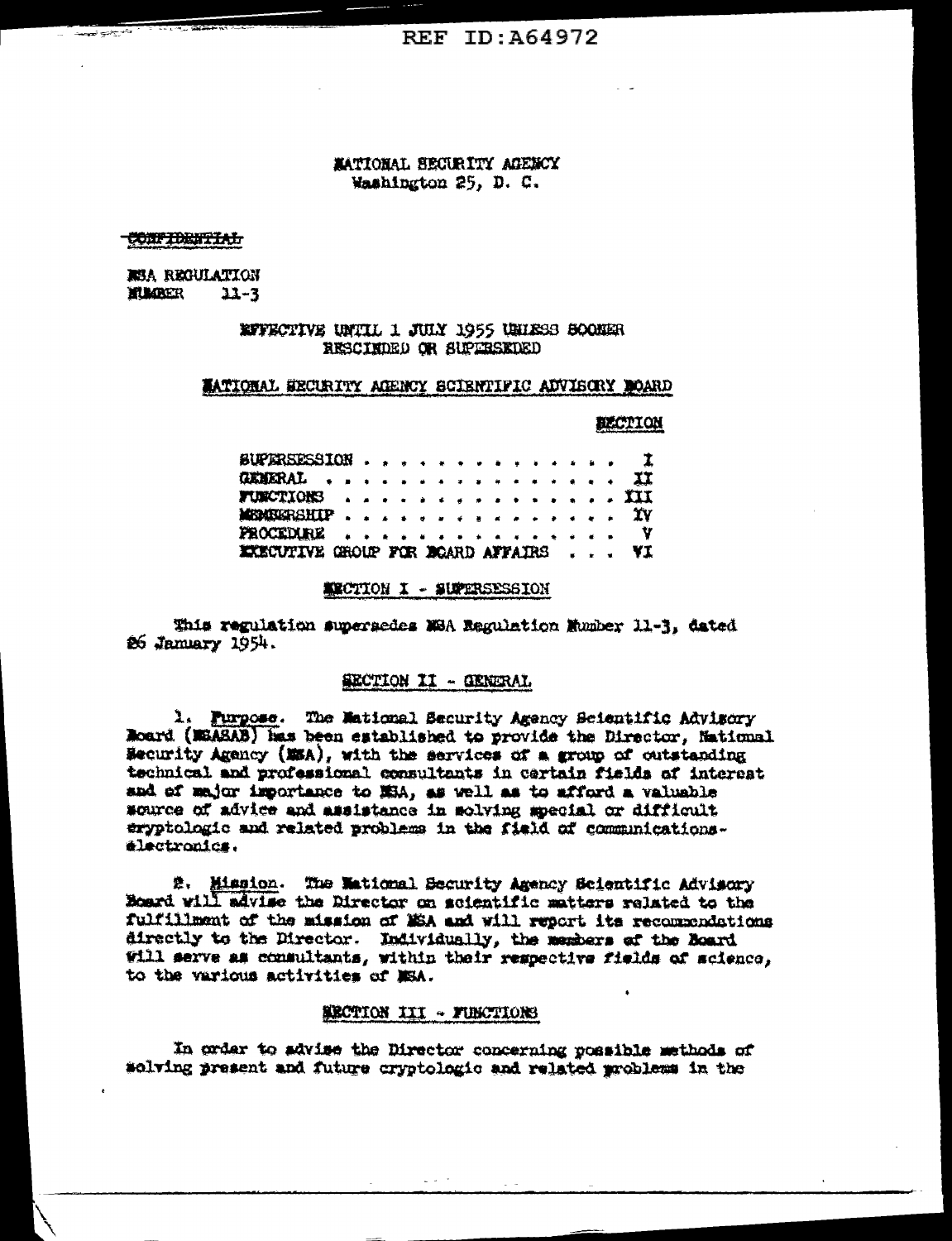NATIONAL SECURITY AGENCY
Washington 25, D. C.

~~CONFIDENTIAL~~

NSA REGULATION
NUMBER 11-3

EFFECTIVE UNTIL 1 JULY 1955 UNLESS SOONER RESCINDED OR SUPERSEDED

## NATIONAL SECURITY AGENCY SCIENTIFIC ADVISORY BOARD

| | SECTION |
|---|---|
| SUPERSESSION . . . . . . . . . . . . . . | I |
| GENERAL . . . . . . . . . . . . . . . | II |
| FUNCTIONS . . . . . . . . . . . . . . . | III |
| MEMBERSHIP . . . . . . . . . . . . . . | IV |
| PROCEDURE . . . . . . . . . . . . . . | V |
| EXECUTIVE GROUP FOR BOARD AFFAIRS . . . | VI |

### SECTION I - SUPERSESSION

This regulation supersedes NSA Regulation Number 11-3, dated 26 January 1954.

### SECTION II - GENERAL

1. Purpose. The National Security Agency Scientific Advisory Board (NSASAB) has been established to provide the Director, National Security Agency (NSA), with the services of a group of outstanding technical and professional consultants in certain fields of interest and of major importance to NSA, as well as to afford a valuable source of advice and assistance in solving special or difficult cryptologic and related problems in the field of communications-electronics.

2. Mission. The National Security Agency Scientific Advisory Board will advise the Director on scientific matters related to the fulfillment of the mission of NSA and will report its recommendations directly to the Director. Individually, the members of the Board will serve as consultants, within their respective fields of science, to the various activities of NSA.

### SECTION III - FUNCTIONS

In order to advise the Director concerning possible methods of solving present and future cryptologic and related problems in the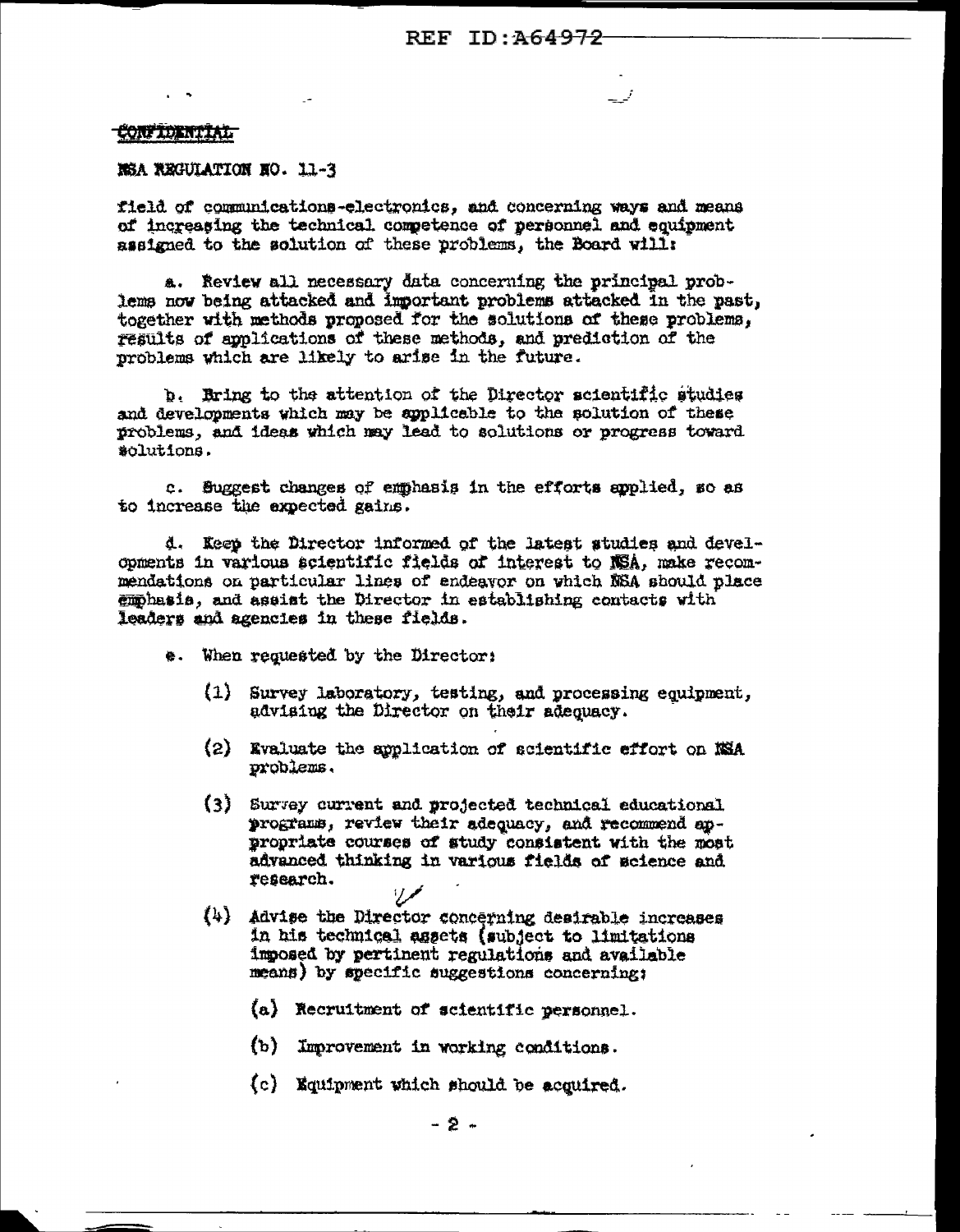CONFIDENTIAL

NSA REGULATION NO. 11-3

field of communications-electronics, and concerning ways and means of increasing the technical competence of personnel and equipment assigned to the solution of these problems, the Board will:

a. Review all necessary data concerning the principal problems now being attacked and important problems attacked in the past, together with methods proposed for the solutions of these problems, results of applications of these methods, and prediction of the problems which are likely to arise in the future.

b. Bring to the attention of the Director scientific studies and developments which may be applicable to the solution of these problems, and ideas which may lead to solutions or progress toward solutions.

c. Suggest changes of emphasis in the efforts applied, so as to increase the expected gains.

d. Keep the Director informed of the latest studies and developments in various scientific fields of interest to NSA, make recommendations on particular lines of endeavor on which NSA should place emphasis, and assist the Director in establishing contacts with leaders and agencies in these fields.

e. When requested by the Director:

(1) Survey laboratory, testing, and processing equipment, advising the Director on their adequacy.

(2) Evaluate the application of scientific effort on NSA problems.

(3) Survey current and projected technical educational programs, review their adequacy, and recommend appropriate courses of study consistent with the most advanced thinking in various fields of science and research.

(4) Advise the Director concerning desirable increases in his technical assets (subject to limitations imposed by pertinent regulations and available means) by specific suggestions concerning:

(a) Recruitment of scientific personnel.

(b) Improvement in working conditions.

(c) Equipment which should be acquired.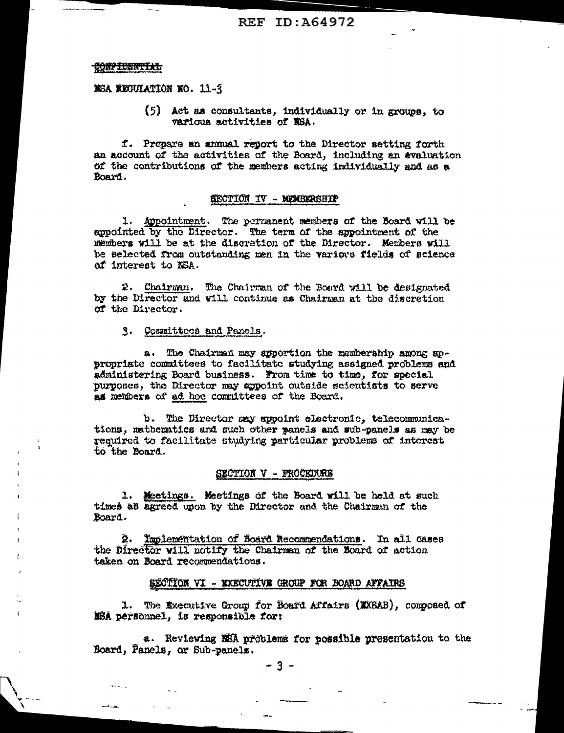CONFIDENTIAL

NSA REGULATION NO. 11-3

(5) Act as consultants, individually or in groups, to various activities of NSA.

f. Prepare an annual report to the Director setting forth an account of the activities of the Board, including an evaluation of the contributions of the members acting individually and as a Board.

## SECTION IV - MEMBERSHIP

1. Appointment. The permanent members of the Board will be appointed by the Director. The term of the appointment of the members will be at the discretion of the Director. Members will be selected from outstanding men in the various fields of science of interest to NSA.

2. Chairman. The Chairman of the Board will be designated by the Director and will continue as Chairman at the discretion of the Director.

3. Committees and Panels.

a. The Chairman may apportion the membership among appropriate committees to facilitate studying assigned problems and administering Board business. From time to time, for special purposes, the Director may appoint outside scientists to serve as members of *ad hoc* committees of the Board.

b. The Director may appoint electronic, telecommunications, mathematics and such other panels and sub-panels as may be required to facilitate studying particular problems of interest to the Board.

## SECTION V - PROCEDURE

1. Meetings. Meetings of the Board will be held at such times as agreed upon by the Director and the Chairman of the Board.

2. Implementation of Board Recommendations. In all cases the Director will notify the Chairman of the Board of action taken on Board recommendations.

## SECTION VI - EXECUTIVE GROUP FOR BOARD AFFAIRS

1. The Executive Group for Board Affairs (EXSAB), composed of NSA personnel, is responsible for:

a. Reviewing NSA problems for possible presentation to the Board, Panels, or Sub-panels.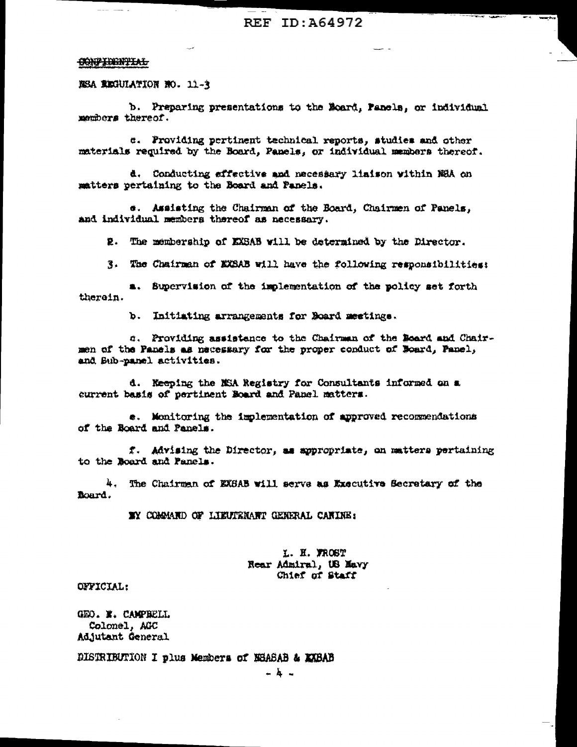CONFIDENTIAL

NSA REGULATION NO. 11-3

b. Preparing presentations to the Board, Panels, or individual members thereof.

c. Providing pertinent technical reports, studies and other materials required by the Board, Panels, or individual members thereof.

d. Conducting effective and necessary liaison within NSA on matters pertaining to the Board and Panels.

e. Assisting the Chairman of the Board, Chairmen of Panels, and individual members thereof as necessary.

2. The membership of EXSAB will be determined by the Director.

3. The Chairman of EXSAB will have the following responsibilities:

a. Supervision of the implementation of the policy set forth therein.

b. Initiating arrangements for Board meetings.

c. Providing assistance to the Chairman of the Board and Chairmen of the Panels as necessary for the proper conduct of Board, Panel, and Sub-panel activities.

d. Keeping the NSA Registry for Consultants informed on a current basis of pertinent Board and Panel matters.

e. Monitoring the implementation of approved recommendations of the Board and Panels.

f. Advising the Director, as appropriate, on matters pertaining to the Board and Panels.

4. The Chairman of EXSAB will serve as Executive Secretary of the Board.

BY COMMAND OF LIEUTENANT GENERAL CANINE:

L. H. FROST
Rear Admiral, US Navy
Chief of Staff

OFFICIAL:

GEO. E. CAMPBELL
Colonel, AGC
Adjutant General

DISTRIBUTION I plus Members of NSASAB & EXSAB